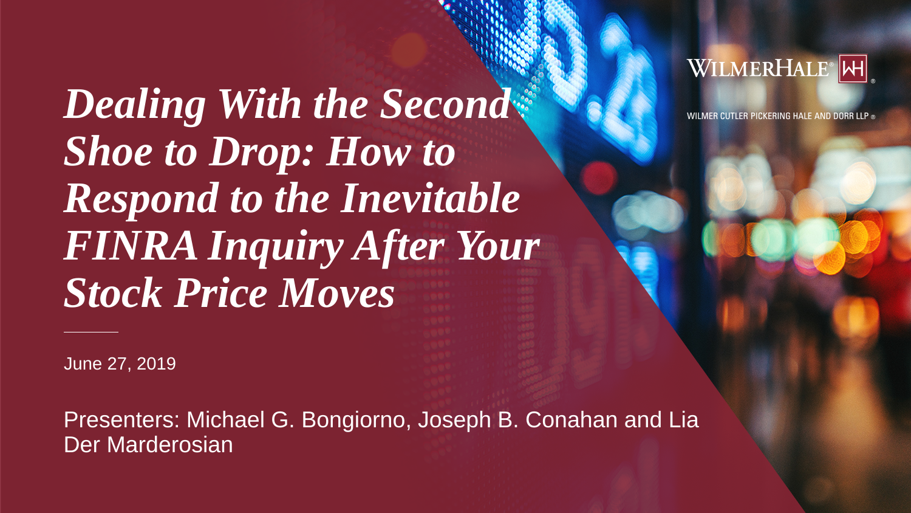WILMERHALE

WILMER CUTLER PICKERING HALE AND DORR LLP

# *Dealing With the Second Shoe to Drop: How to Respond to the Inevitable FINRA Inquiry After Your Stock Price Moves*

June 27, 2019

Presenters: Michael G. Bongiorno, Joseph B. Conahan and Lia Der Marderosian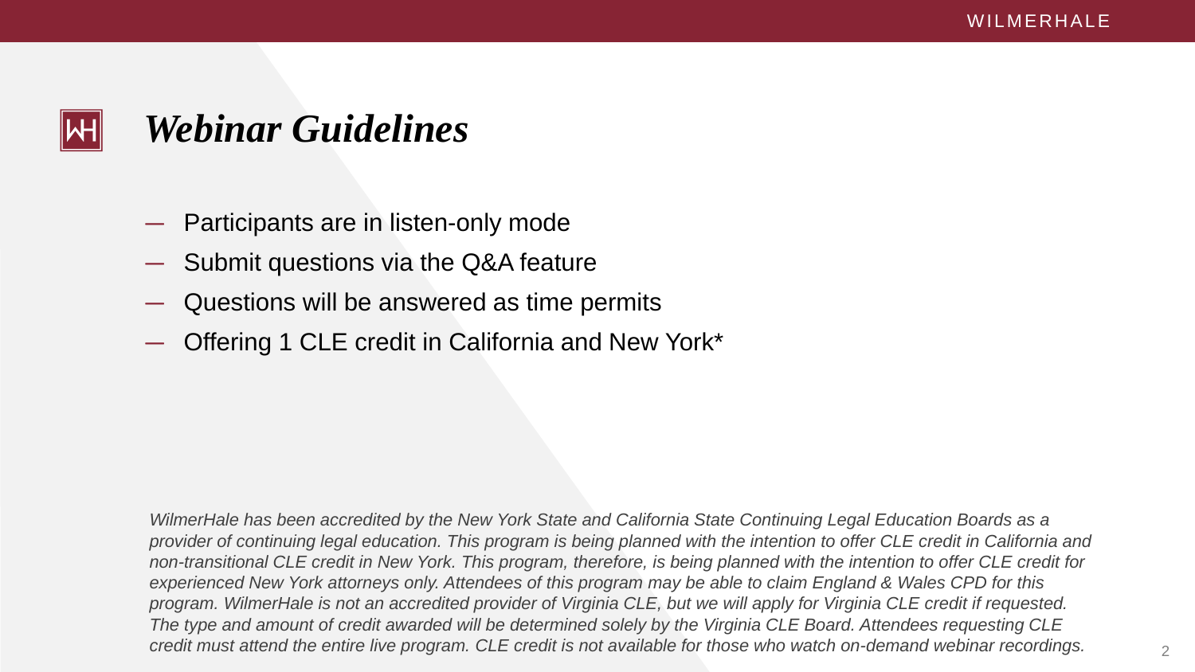# *Webinar Guidelines*

- Participants are in listen-only mode
- Submit questions via the Q&A feature
- Questions will be answered as time permits
- Offering 1 CLE credit in California and New York*

*WilmerHale has been accredited by the New York State and California State Continuing Legal Education Boards as a provider of continuing legal education. This program is being planned with the intention to offer CLE credit in California and non-transitional CLE credit in New York. This program, therefore, is being planned with the intention to offer CLE credit for experienced New York attorneys only. Attendees of this program may be able to claim England & Wales CPD for this program. WilmerHale is not an accredited provider of Virginia CLE, but we will apply for Virginia CLE credit if requested. The type and amount of credit awarded will be determined solely by the Virginia CLE Board. Attendees requesting CLE credit must attend the entire live program. CLE credit is not available for those who watch on-demand webinar recordings.*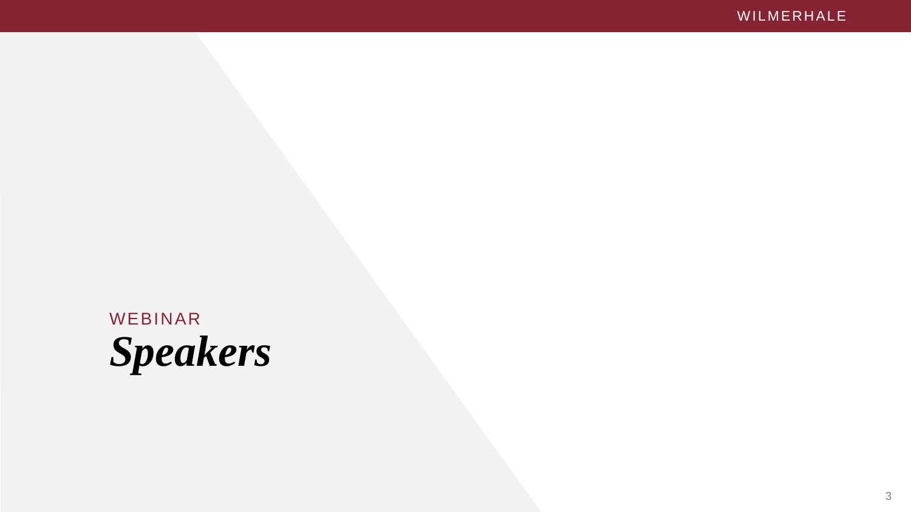WEBINAR

# *Speakers*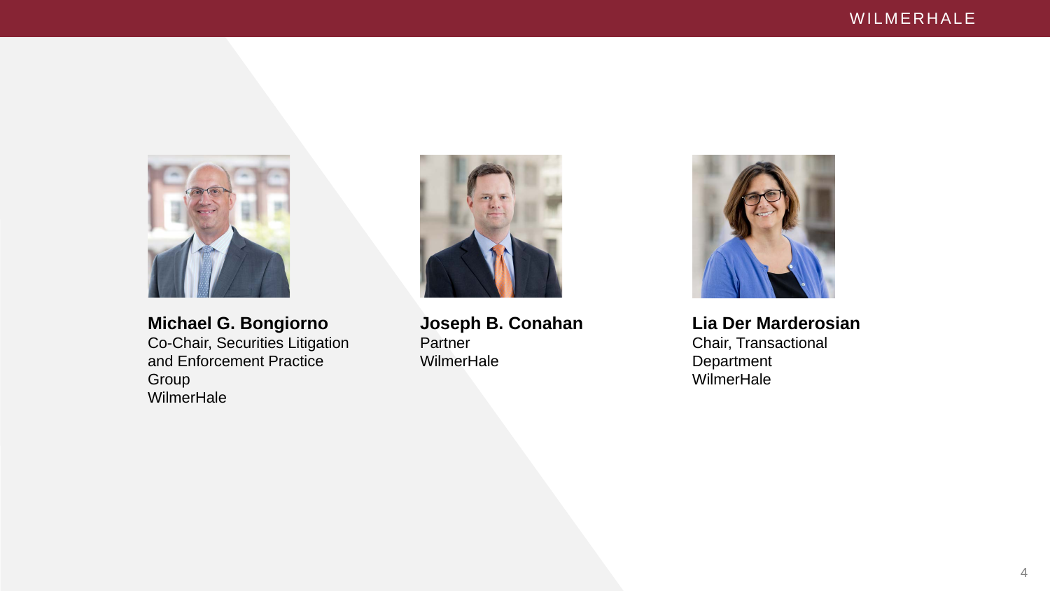**Michael G. Bongiorno**
Co-Chair, Securities Litigation and Enforcement Practice Group
WilmerHale

**Joseph B. Conahan**
Partner
WilmerHale

**Lia Der Marderosian**
Chair, Transactional Department
WilmerHale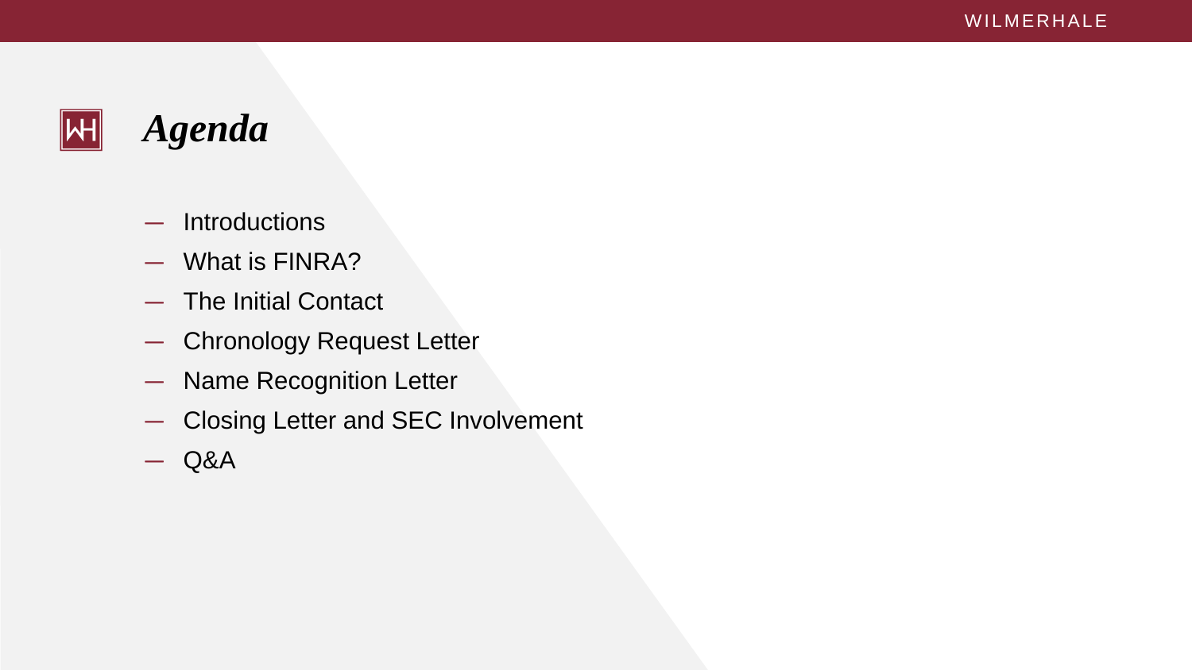# *Agenda*

- Introductions
- What is FINRA?
- The Initial Contact
- Chronology Request Letter
- Name Recognition Letter
- Closing Letter and SEC Involvement
- Q&A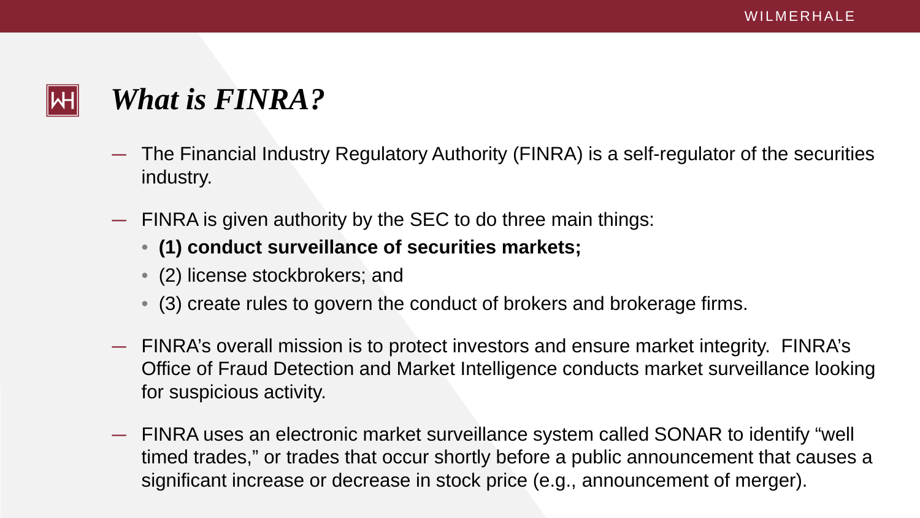# *What is FINRA?*

- The Financial Industry Regulatory Authority (FINRA) is a self-regulator of the securities industry.
- FINRA is given authority by the SEC to do three main things:
  - **(1) conduct surveillance of securities markets;**
  - (2) license stockbrokers; and
  - (3) create rules to govern the conduct of brokers and brokerage firms.
- FINRA's overall mission is to protect investors and ensure market integrity. FINRA's Office of Fraud Detection and Market Intelligence conducts market surveillance looking for suspicious activity.
- FINRA uses an electronic market surveillance system called SONAR to identify "well timed trades," or trades that occur shortly before a public announcement that causes a significant increase or decrease in stock price (e.g., announcement of merger).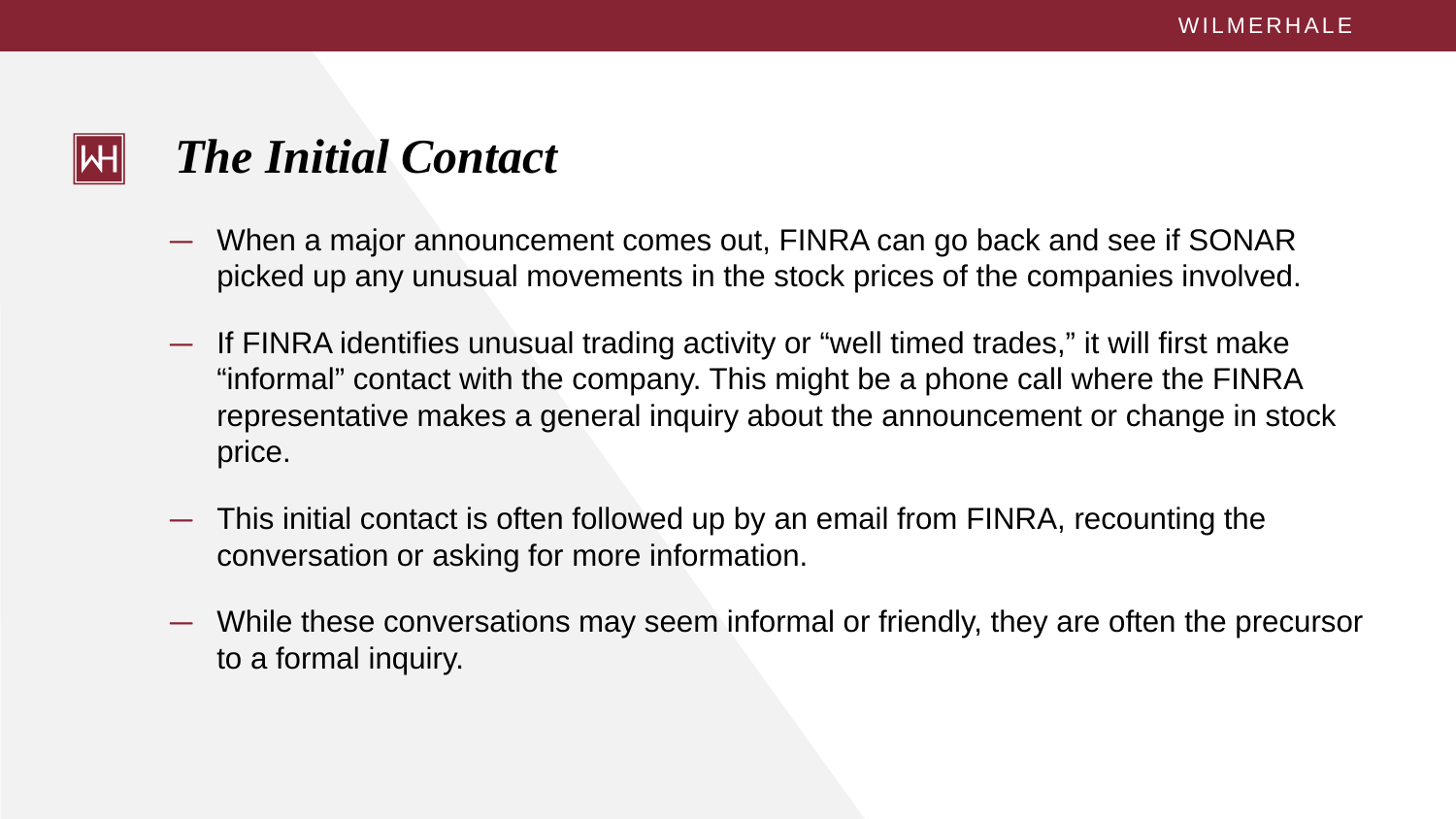# *The Initial Contact*

- When a major announcement comes out, FINRA can go back and see if SONAR picked up any unusual movements in the stock prices of the companies involved.
- If FINRA identifies unusual trading activity or “well timed trades,” it will first make “informal” contact with the company. This might be a phone call where the FINRA representative makes a general inquiry about the announcement or change in stock price.
- This initial contact is often followed up by an email from FINRA, recounting the conversation or asking for more information.
- While these conversations may seem informal or friendly, they are often the precursor to a formal inquiry.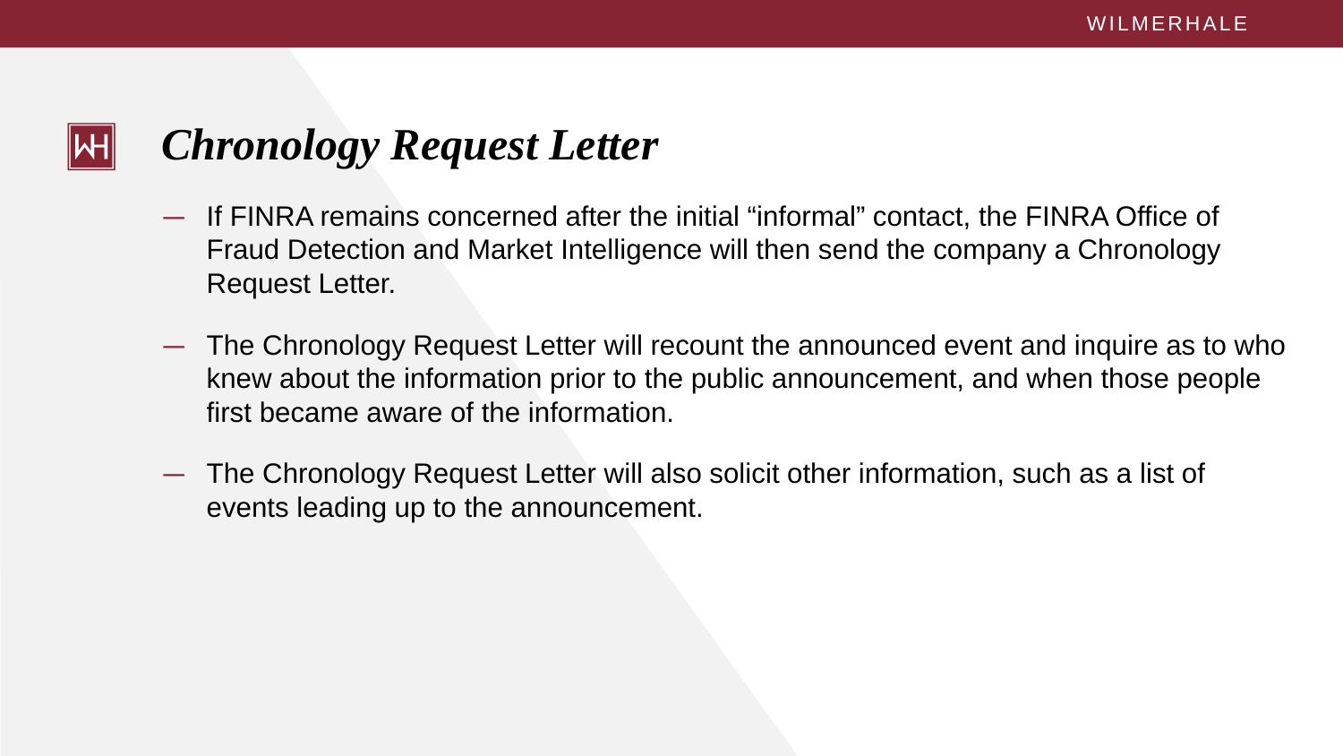# ***Chronology Request Letter***

- If FINRA remains concerned after the initial “informal” contact, the FINRA Office of Fraud Detection and Market Intelligence will then send the company a Chronology Request Letter.
- The Chronology Request Letter will recount the announced event and inquire as to who knew about the information prior to the public announcement, and when those people first became aware of the information.
- The Chronology Request Letter will also solicit other information, such as a list of events leading up to the announcement.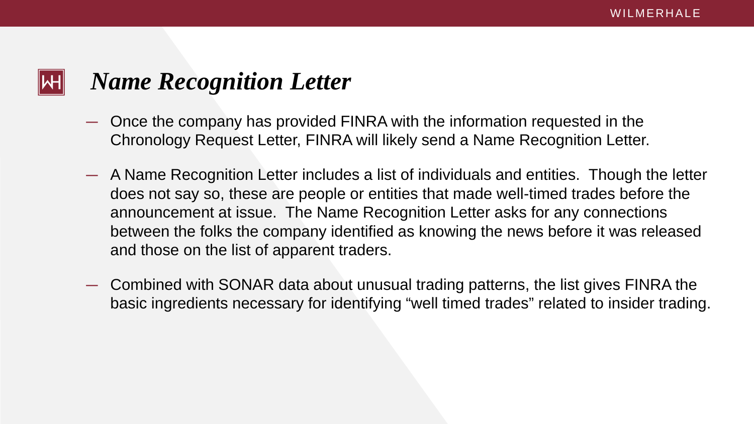# *Name Recognition Letter*

- Once the company has provided FINRA with the information requested in the Chronology Request Letter, FINRA will likely send a Name Recognition Letter.
- A Name Recognition Letter includes a list of individuals and entities. Though the letter does not say so, these are people or entities that made well-timed trades before the announcement at issue. The Name Recognition Letter asks for any connections between the folks the company identified as knowing the news before it was released and those on the list of apparent traders.
- Combined with SONAR data about unusual trading patterns, the list gives FINRA the basic ingredients necessary for identifying "well timed trades" related to insider trading.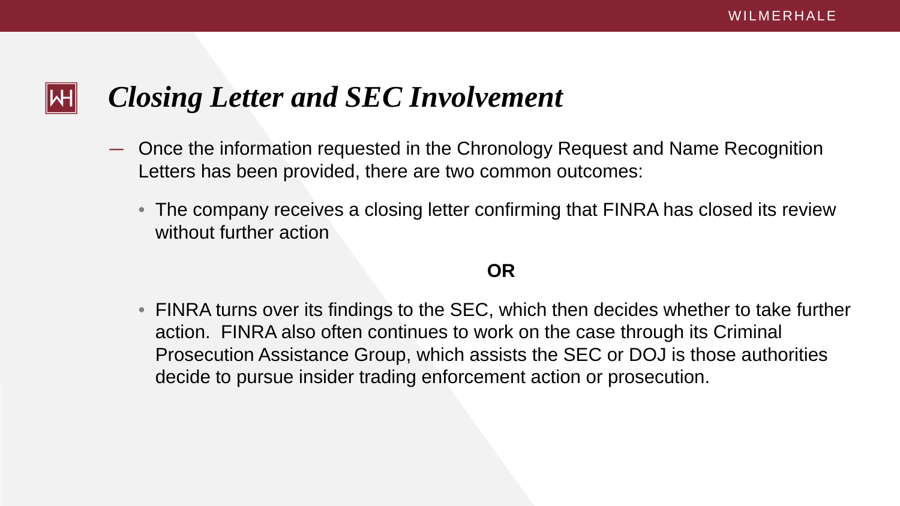## *Closing Letter and SEC Involvement*

- Once the information requested in the Chronology Request and Name Recognition Letters has been provided, there are two common outcomes:
  - The company receives a closing letter confirming that FINRA has closed its review without further action

**OR**

  - FINRA turns over its findings to the SEC, which then decides whether to take further action. FINRA also often continues to work on the case through its Criminal Prosecution Assistance Group, which assists the SEC or DOJ is those authorities decide to pursue insider trading enforcement action or prosecution.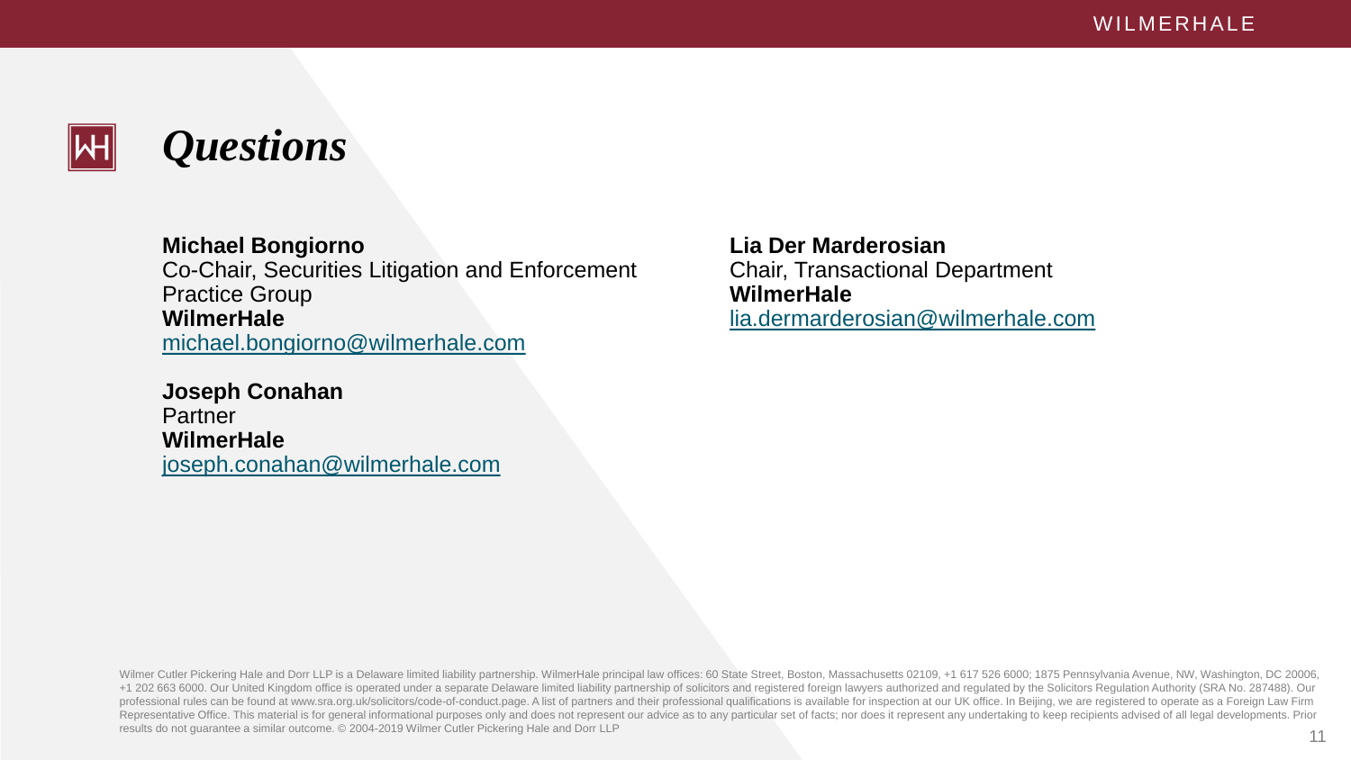# *Questions*

**Michael Bongiorno**
Co-Chair, Securities Litigation and Enforcement Practice Group
**WilmerHale**
michael.bongiorno@wilmerhale.com

**Joseph Conahan**
Partner
**WilmerHale**
joseph.conahan@wilmerhale.com

**Lia Der Marderosian**
Chair, Transactional Department
**WilmerHale**
lia.dermarderosian@wilmerhale.com

Wilmer Cutler Pickering Hale and Dorr LLP is a Delaware limited liability partnership. WilmerHale principal law offices: 60 State Street, Boston, Massachusetts 02109, +1 617 526 6000; 1875 Pennsylvania Avenue, NW, Washington, DC 20006, +1 202 663 6000. Our United Kingdom office is operated under a separate Delaware limited liability partnership of solicitors and registered foreign lawyers authorized and regulated by the Solicitors Regulation Authority (SRA No. 287488). Our professional rules can be found at www.sra.org.uk/solicitors/code-of-conduct.page. A list of partners and their professional qualifications is available for inspection at our UK office. In Beijing, we are registered to operate as a Foreign Law Firm Representative Office. This material is for general informational purposes only and does not represent our advice as to any particular set of facts; nor does it represent any undertaking to keep recipients advised of all legal developments. Prior results do not guarantee a similar outcome. © 2004-2019 Wilmer Cutler Pickering Hale and Dorr LLP